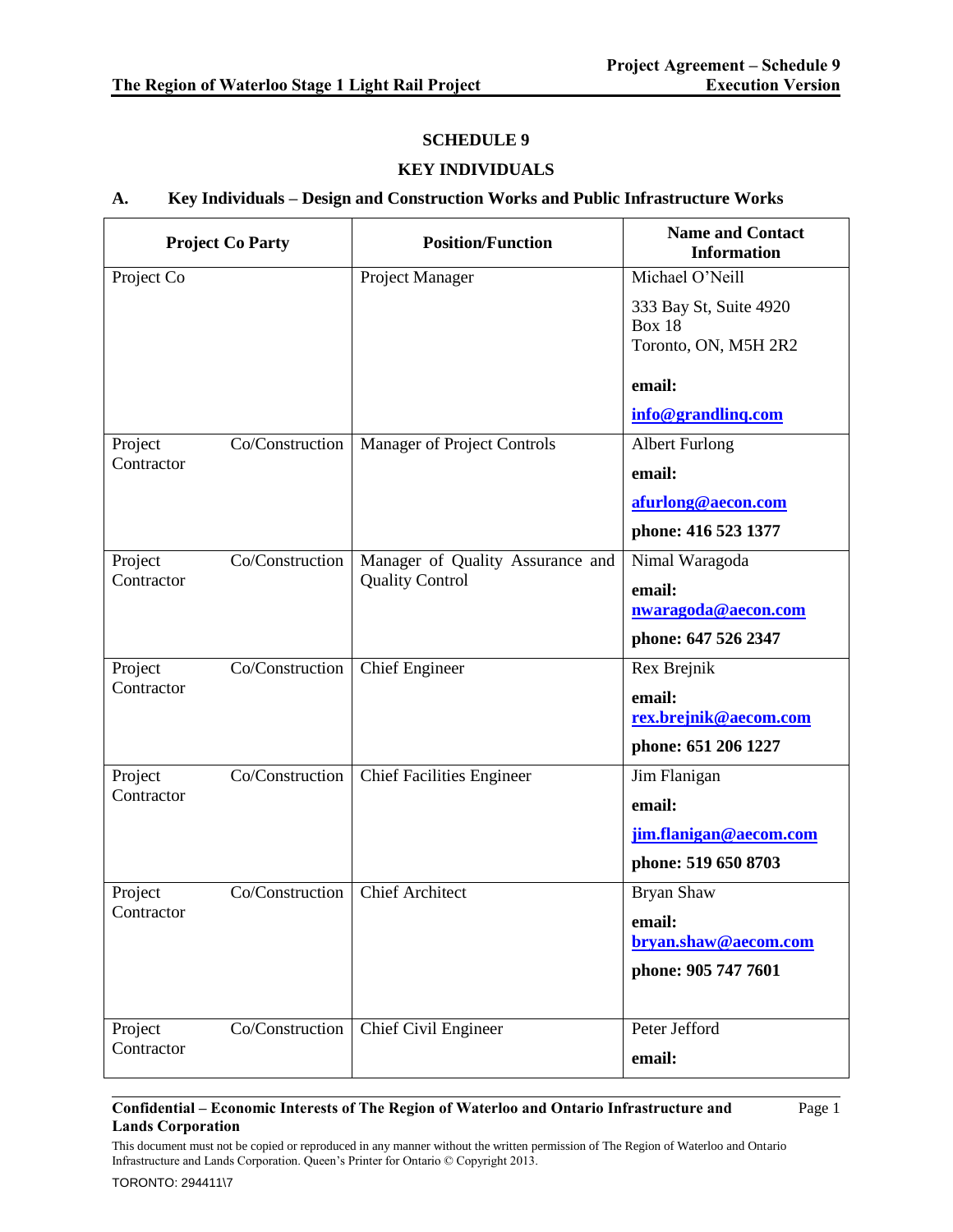# SCHEDULE 9

## KEY INDIVIDUALS

### A. Key Individuals – Design and Construction Works and Public Infrastructure Works

| Project Co Party | Position/Function | Name and Contact Information |
|---|---|---|
| Project Co | Project Manager | Michael O'Neill<br><br>333 Bay St, Suite 4920<br>Box 18<br>Toronto, ON, M5H 2R2<br><br>**email:**<br><br>**info@grandlinq.com** |
| Project Co/Construction Contractor | Manager of Project Controls | Albert Furlong<br><br>**email:**<br><br>**afurlong@aecon.com**<br><br>**phone: 416 523 1377** |
| Project Co/Construction Contractor | Manager of Quality Assurance and Quality Control | Nimal Waragoda<br><br>**email:**<br>**nwaragoda@aecon.com**<br><br>**phone: 647 526 2347** |
| Project Co/Construction Contractor | Chief Engineer | Rex Brejnik<br><br>**email:**<br>**rex.brejnik@aecom.com**<br><br>**phone: 651 206 1227** |
| Project Co/Construction Contractor | Chief Facilities Engineer | Jim Flanigan<br><br>**email:**<br><br>**jim.flanigan@aecom.com**<br><br>**phone: 519 650 8703** |
| Project Co/Construction Contractor | Chief Architect | Bryan Shaw<br><br>**email:**<br>**bryan.shaw@aecom.com**<br><br>**phone: 905 747 7601** |
| Project Co/Construction Contractor | Chief Civil Engineer | Peter Jefford<br><br>**email:** |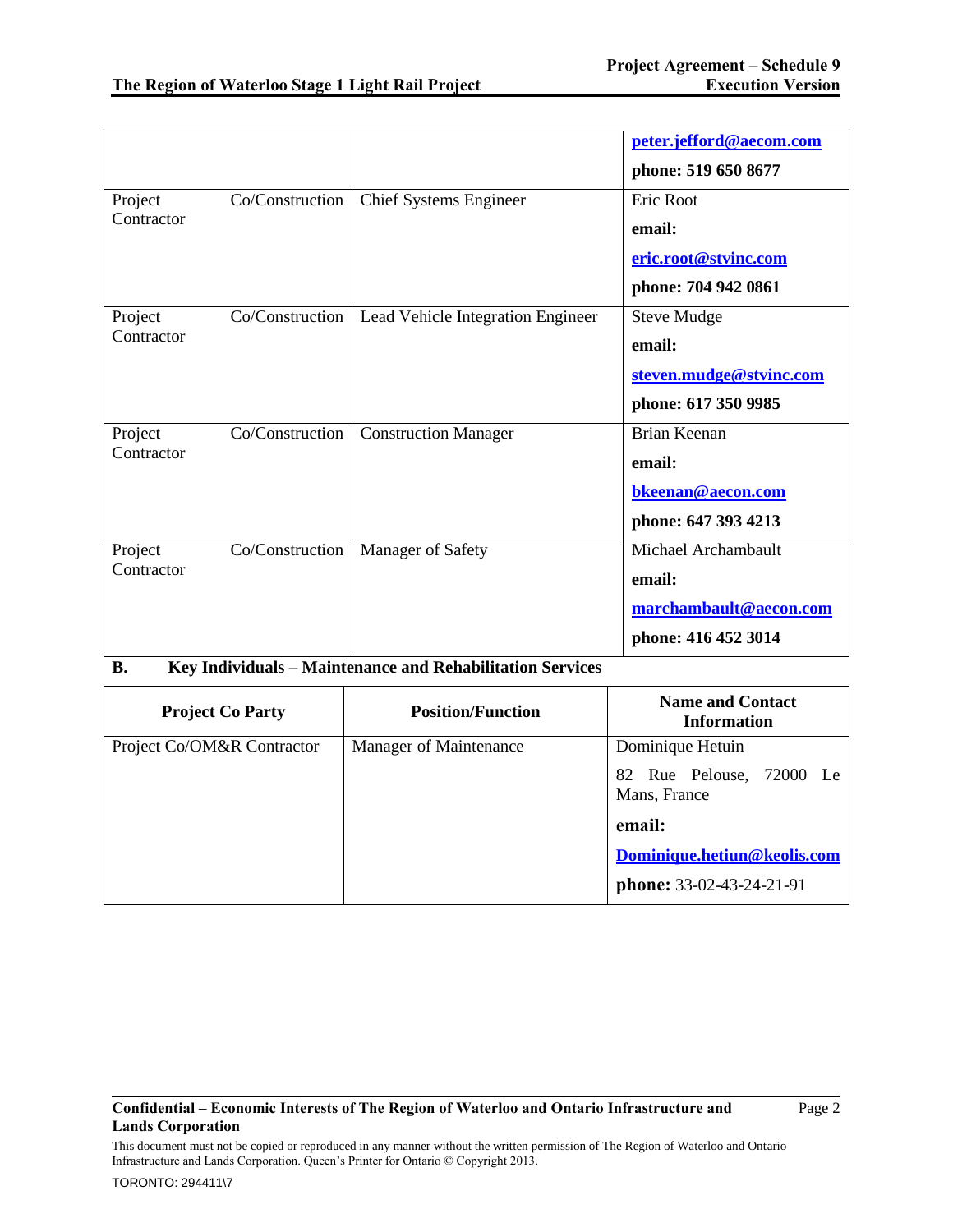| | | |
|---|---|---|
| | | **peter.jefford@aecom.com**<br>**phone: 519 650 8677** |
| Project Co/Construction Contractor | Chief Systems Engineer | Eric Root<br>**email:**<br>**eric.root@stvinc.com**<br>**phone: 704 942 0861** |
| Project Co/Construction Contractor | Lead Vehicle Integration Engineer | Steve Mudge<br>**email:**<br>**steven.mudge@stvinc.com**<br>**phone: 617 350 9985** |
| Project Co/Construction Contractor | Construction Manager | Brian Keenan<br>**email:**<br>**bkeenan@aecon.com**<br>**phone: 647 393 4213** |
| Project Co/Construction Contractor | Manager of Safety | Michael Archambault<br>**email:**<br>**marchambault@aecon.com**<br>**phone: 416 452 3014** |

**B. Key Individuals – Maintenance and Rehabilitation Services**

| Project Co Party | Position/Function | Name and Contact Information |
|---|---|---|
| Project Co/OM&R Contractor | Manager of Maintenance | Dominique Hetuin<br>82 Rue Pelouse, 72000 Le Mans, France<br>**email:**<br>**Dominique.hetiun@keolis.com**<br>**phone:** 33-02-43-24-21-91 |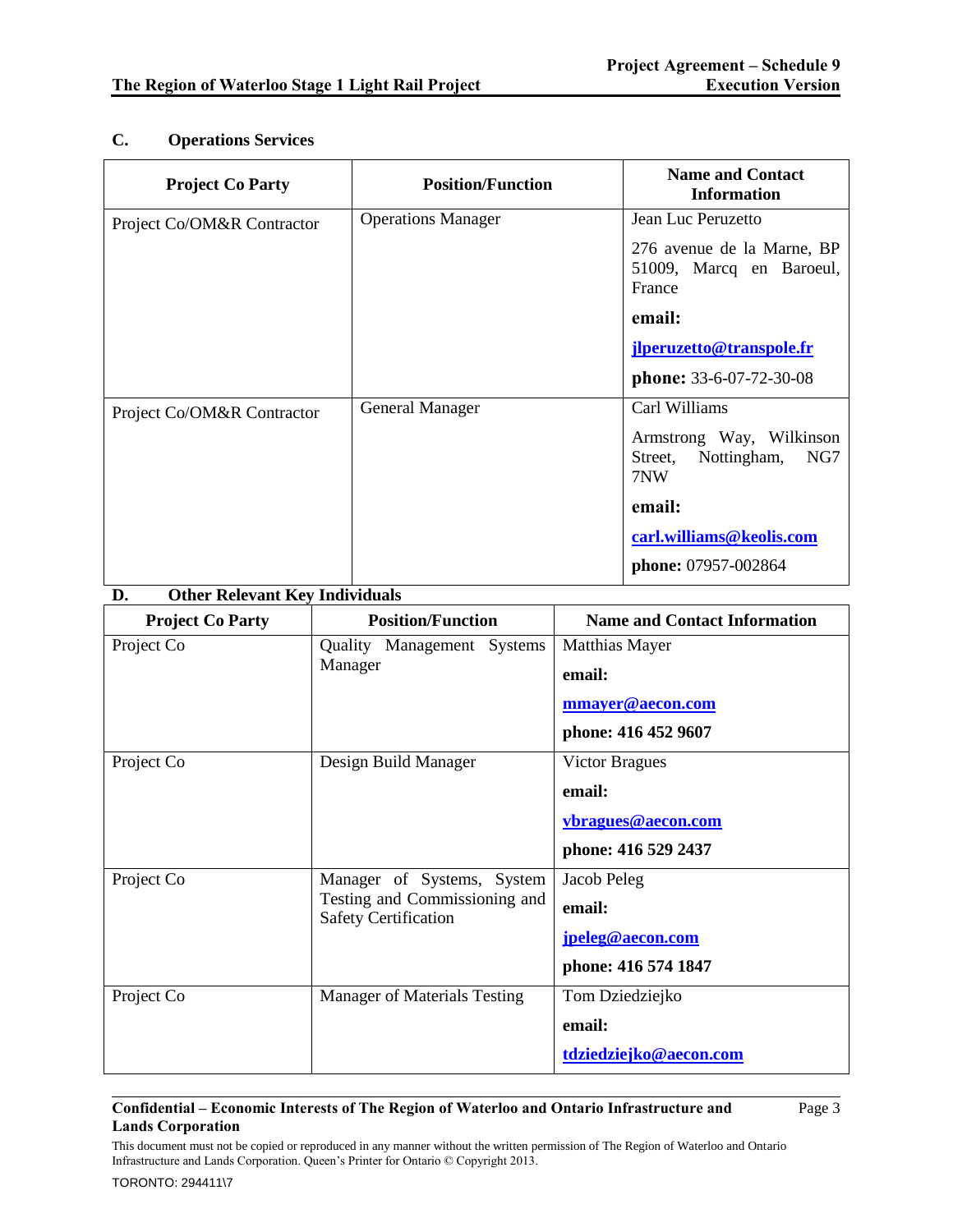## C. Operations Services

| Project Co Party | Position/Function | Name and Contact Information |
|---|---|---|
| Project Co/OM&R Contractor | Operations Manager | Jean Luc Peruzetto<br><br>276 avenue de la Marne, BP 51009, Marcq en Baroeul, France<br><br>**email:**<br><br>**jlperuzetto@transpole.fr**<br><br>**phone:** 33-6-07-72-30-08 |
| Project Co/OM&R Contractor | General Manager | Carl Williams<br><br>Armstrong Way, Wilkinson Street, Nottingham, NG7 7NW<br><br>**email:**<br><br>**carl.williams@keolis.com**<br><br>**phone:** 07957-002864 |

## D. Other Relevant Key Individuals

| Project Co Party | Position/Function | Name and Contact Information |
|---|---|---|
| Project Co | Quality Management Systems Manager | Matthias Mayer<br><br>**email:**<br><br>**mmayer@aecon.com**<br><br>**phone: 416 452 9607** |
| Project Co | Design Build Manager | Victor Bragues<br><br>**email:**<br><br>**vbragues@aecon.com**<br><br>**phone: 416 529 2437** |
| Project Co | Manager of Systems, System Testing and Commissioning and Safety Certification | Jacob Peleg<br><br>**email:**<br><br>**jpeleg@aecon.com**<br><br>**phone: 416 574 1847** |
| Project Co | Manager of Materials Testing | Tom Dziedziejko<br><br>**email:**<br><br>**tdziedziejko@aecon.com** |

**Confidential – Economic Interests of The Region of Waterloo and Ontario Infrastructure and Lands Corporation**

This document must not be copied or reproduced in any manner without the written permission of The Region of Waterloo and Ontario Infrastructure and Lands Corporation. Queen's Printer for Ontario © Copyright 2013.

TORONTO: 294411\7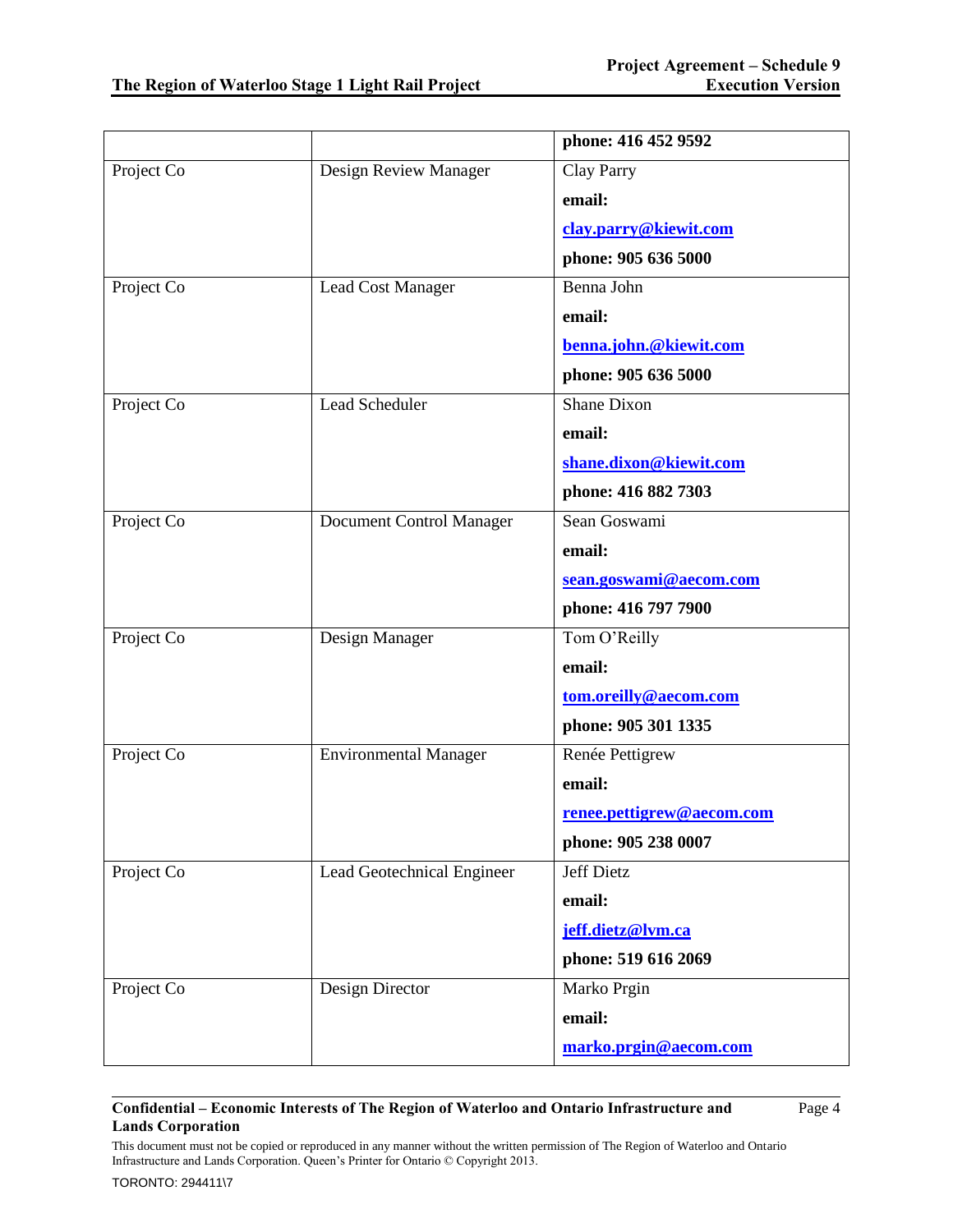| | | phone: 416 452 9592 |
|---|---|---|
| Project Co | Design Review Manager | Clay Parry<br>**email:**<br>**clay.parry@kiewit.com**<br>**phone: 905 636 5000** |
| Project Co | Lead Cost Manager | Benna John<br>**email:**<br>**benna.john.@kiewit.com**<br>**phone: 905 636 5000** |
| Project Co | Lead Scheduler | Shane Dixon<br>**email:**<br>**shane.dixon@kiewit.com**<br>**phone: 416 882 7303** |
| Project Co | Document Control Manager | Sean Goswami<br>**email:**<br>**sean.goswami@aecom.com**<br>**phone: 416 797 7900** |
| Project Co | Design Manager | Tom O'Reilly<br>**email:**<br>**tom.oreilly@aecom.com**<br>**phone: 905 301 1335** |
| Project Co | Environmental Manager | Renée Pettigrew<br>**email:**<br>**renee.pettigrew@aecom.com**<br>**phone: 905 238 0007** |
| Project Co | Lead Geotechnical Engineer | Jeff Dietz<br>**email:**<br>**jeff.dietz@lvm.ca**<br>**phone: 519 616 2069** |
| Project Co | Design Director | Marko Prgin<br>**email:**<br>**marko.prgin@aecom.com** |

**Confidential – Economic Interests of The Region of Waterloo and Ontario Infrastructure and Lands Corporation**

This document must not be copied or reproduced in any manner without the written permission of The Region of Waterloo and Ontario Infrastructure and Lands Corporation. Queen's Printer for Ontario © Copyright 2013.

TORONTO: 294411\7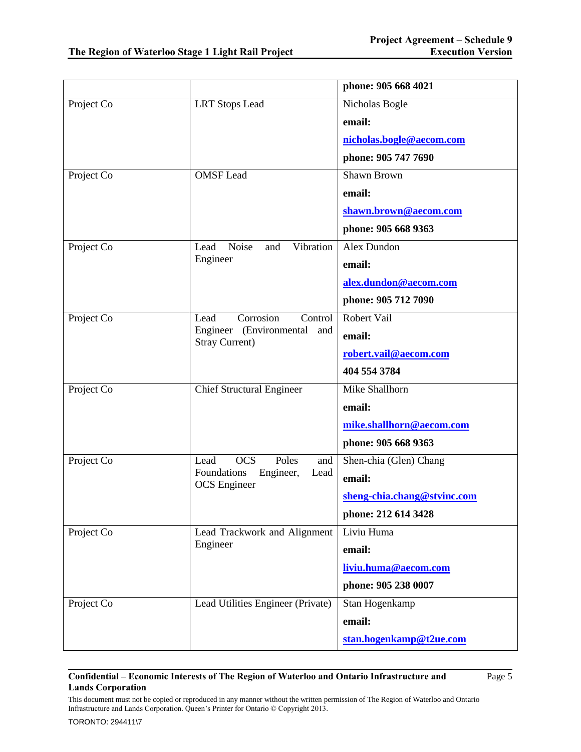| | | |
|---|---|---|
| | | **phone: 905 668 4021** |
| Project Co | LRT Stops Lead | Nicholas Bogle<br>**email:**<br>**nicholas.bogle@aecom.com**<br>**phone: 905 747 7690** |
| Project Co | OMSF Lead | Shawn Brown<br>**email:**<br>**shawn.brown@aecom.com**<br>**phone: 905 668 9363** |
| Project Co | Lead Noise and Vibration Engineer | Alex Dundon<br>**email:**<br>**alex.dundon@aecom.com**<br>**phone: 905 712 7090** |
| Project Co | Lead Corrosion Control Engineer (Environmental and Stray Current) | Robert Vail<br>**email:**<br>**robert.vail@aecom.com**<br>**404 554 3784** |
| Project Co | Chief Structural Engineer | Mike Shallhorn<br>**email:**<br>**mike.shallhorn@aecom.com**<br>**phone: 905 668 9363** |
| Project Co | Lead OCS Poles and Foundations Engineer, Lead OCS Engineer | Shen-chia (Glen) Chang<br>**email:**<br>**sheng-chia.chang@stvinc.com**<br>**phone: 212 614 3428** |
| Project Co | Lead Trackwork and Alignment Engineer | Liviu Huma<br>**email:**<br>**liviu.huma@aecom.com**<br>**phone: 905 238 0007** |
| Project Co | Lead Utilities Engineer (Private) | Stan Hogenkamp<br>**email:**<br>**stan.hogenkamp@t2ue.com** |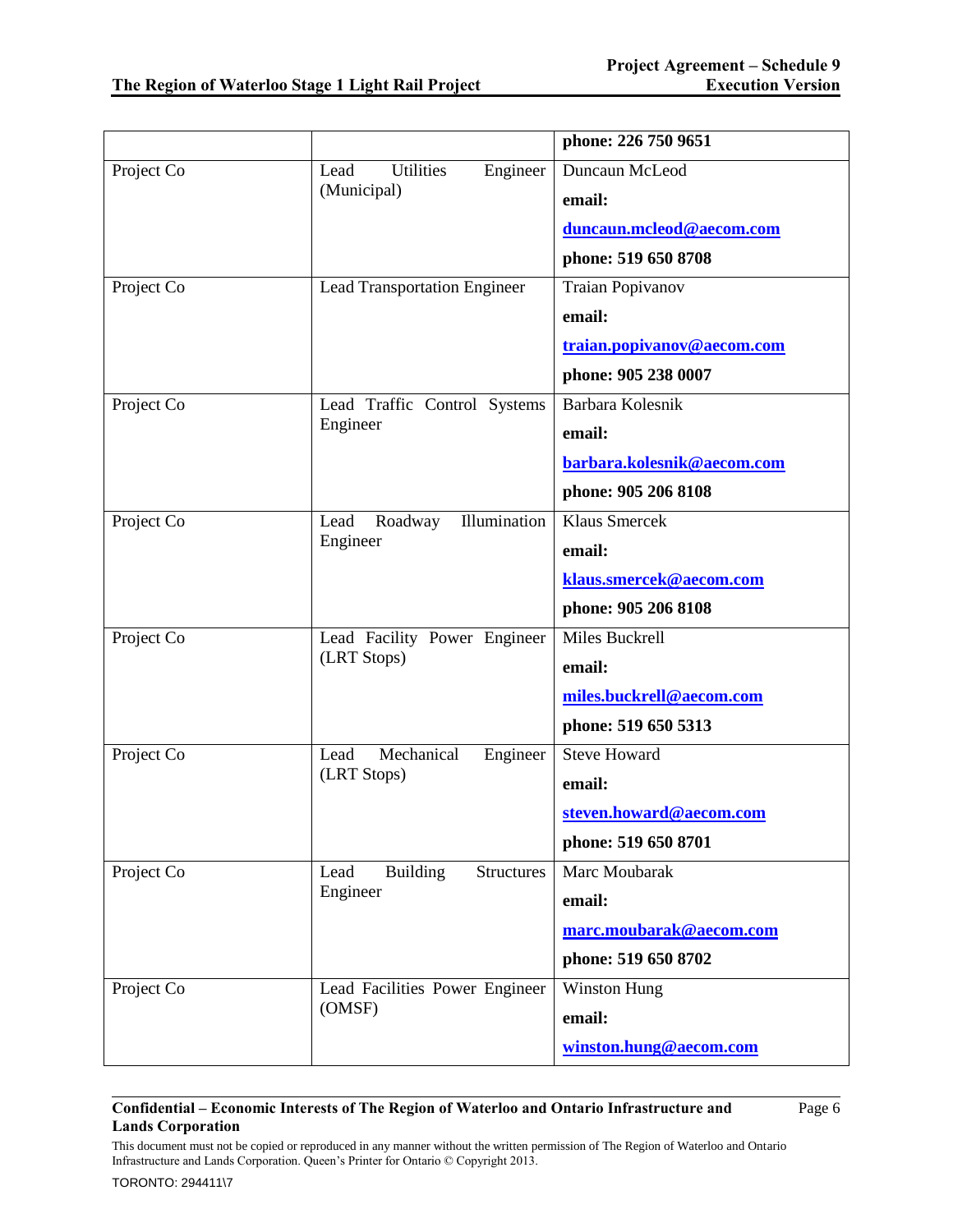| | | **phone: 226 750 9651** |
|---|---|---|
| Project Co | Lead Utilities Engineer (Municipal) | Duncaun McLeod<br>**email:**<br>**duncaun.mcleod@aecom.com**<br>**phone: 519 650 8708** |
| Project Co | Lead Transportation Engineer | Traian Popivanov<br>**email:**<br>**traian.popivanov@aecom.com**<br>**phone: 905 238 0007** |
| Project Co | Lead Traffic Control Systems Engineer | Barbara Kolesnik<br>**email:**<br>**barbara.kolesnik@aecom.com**<br>**phone: 905 206 8108** |
| Project Co | Lead Roadway Illumination Engineer | Klaus Smercek<br>**email:**<br>**klaus.smercek@aecom.com**<br>**phone: 905 206 8108** |
| Project Co | Lead Facility Power Engineer (LRT Stops) | Miles Buckrell<br>**email:**<br>**miles.buckrell@aecom.com**<br>**phone: 519 650 5313** |
| Project Co | Lead Mechanical Engineer (LRT Stops) | Steve Howard<br>**email:**<br>**steven.howard@aecom.com**<br>**phone: 519 650 8701** |
| Project Co | Lead Building Structures Engineer | Marc Moubarak<br>**email:**<br>**marc.moubarak@aecom.com**<br>**phone: 519 650 8702** |
| Project Co | Lead Facilities Power Engineer (OMSF) | Winston Hung<br>**email:**<br>**winston.hung@aecom.com** |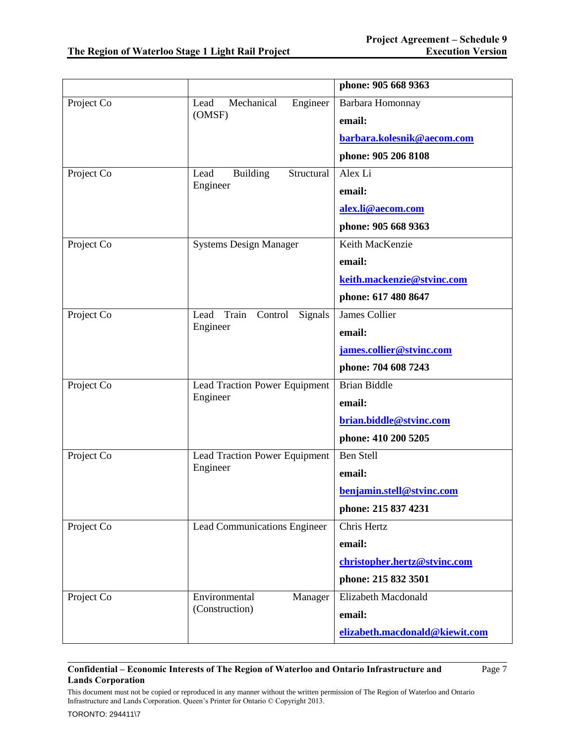| | | |
|---|---|---|
| | | **phone: 905 668 9363** |
| Project Co | Lead Mechanical Engineer (OMSF) | Barbara Homonnay<br>**email:**<br>**barbara.kolesnik@aecom.com**<br>**phone: 905 206 8108** |
| Project Co | Lead Building Structural Engineer | Alex Li<br>**email:**<br>**alex.li@aecom.com**<br>**phone: 905 668 9363** |
| Project Co | Systems Design Manager | Keith MacKenzie<br>**email:**<br>**keith.mackenzie@stvinc.com**<br>**phone: 617 480 8647** |
| Project Co | Lead Train Control Signals Engineer | James Collier<br>**email:**<br>**james.collier@stvinc.com**<br>**phone: 704 608 7243** |
| Project Co | Lead Traction Power Equipment Engineer | Brian Biddle<br>**email:**<br>**brian.biddle@stvinc.com**<br>**phone: 410 200 5205** |
| Project Co | Lead Traction Power Equipment Engineer | Ben Stell<br>**email:**<br>**benjamin.stell@stvinc.com**<br>**phone: 215 837 4231** |
| Project Co | Lead Communications Engineer | Chris Hertz<br>**email:**<br>**christopher.hertz@stvinc.com**<br>**phone: 215 832 3501** |
| Project Co | Environmental Manager (Construction) | Elizabeth Macdonald<br>**email:**<br>**elizabeth.macdonald@kiewit.com** |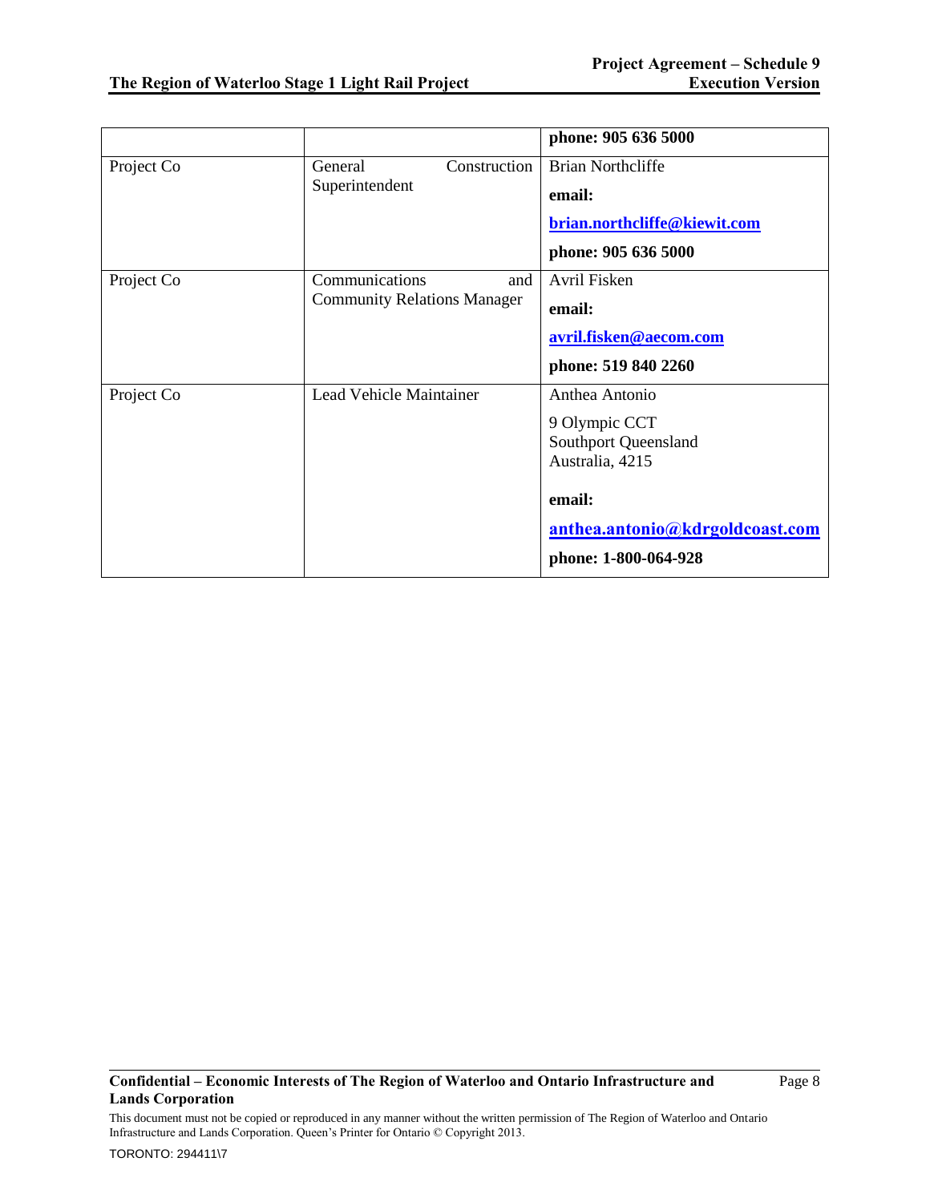| | | |
|---|---|---|
| | | **phone: 905 636 5000** |
| Project Co | General Construction Superintendent | Brian Northcliffe<br>**email:**<br>**brian.northcliffe@kiewit.com**<br>**phone: 905 636 5000** |
| Project Co | Communications and Community Relations Manager | Avril Fisken<br>**email:**<br>**avril.fisken@aecom.com**<br>**phone: 519 840 2260** |
| Project Co | Lead Vehicle Maintainer | Anthea Antonio<br>9 Olympic CCT<br>Southport Queensland<br>Australia, 4215<br>**email:**<br>**anthea.antonio@kdrgoldcoast.com**<br>**phone: 1-800-064-928** |